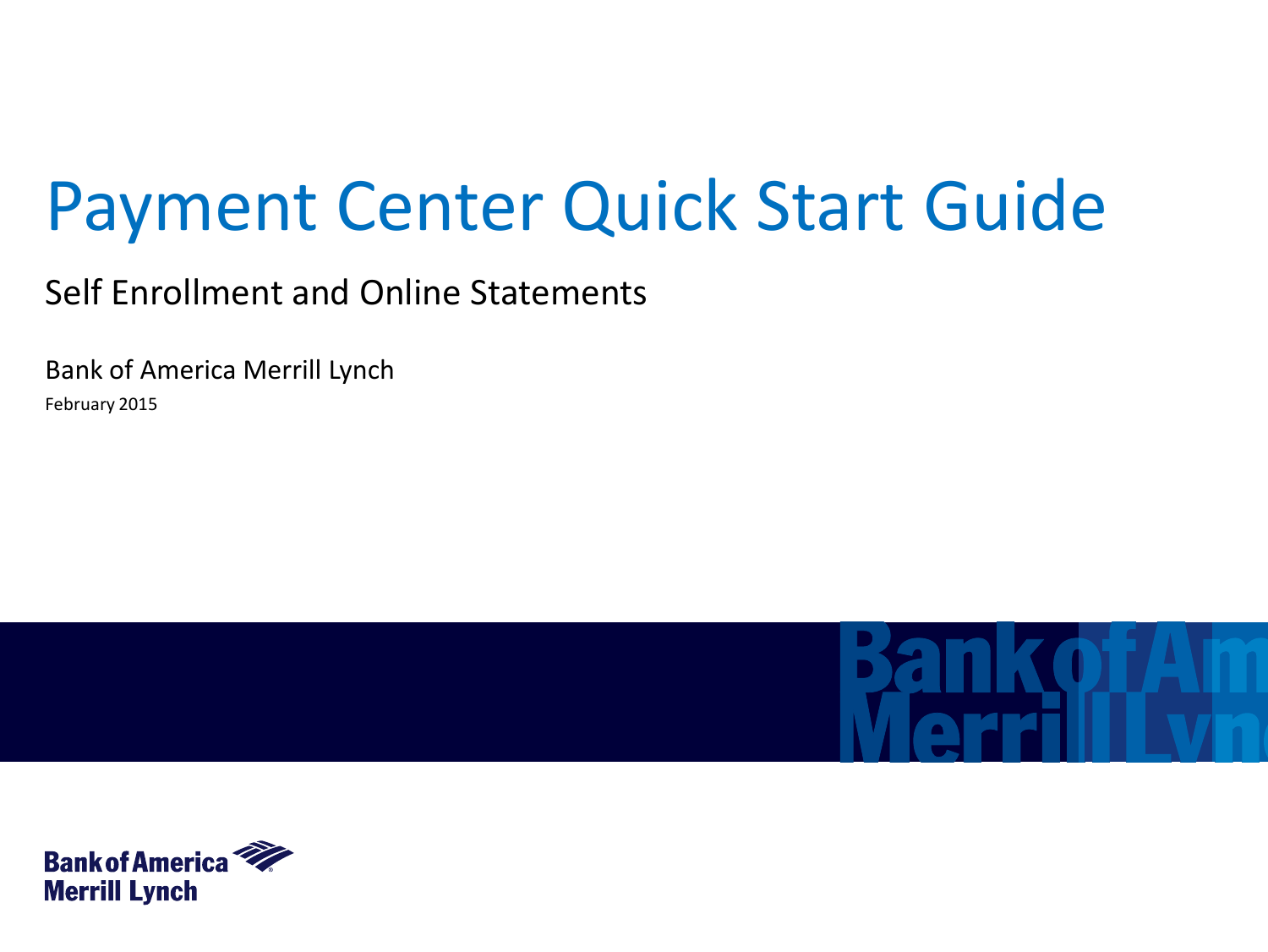# Payment Center Quick Start Guide

Self Enrollment and Online Statements

Bank of America Merrill Lynch

February 2015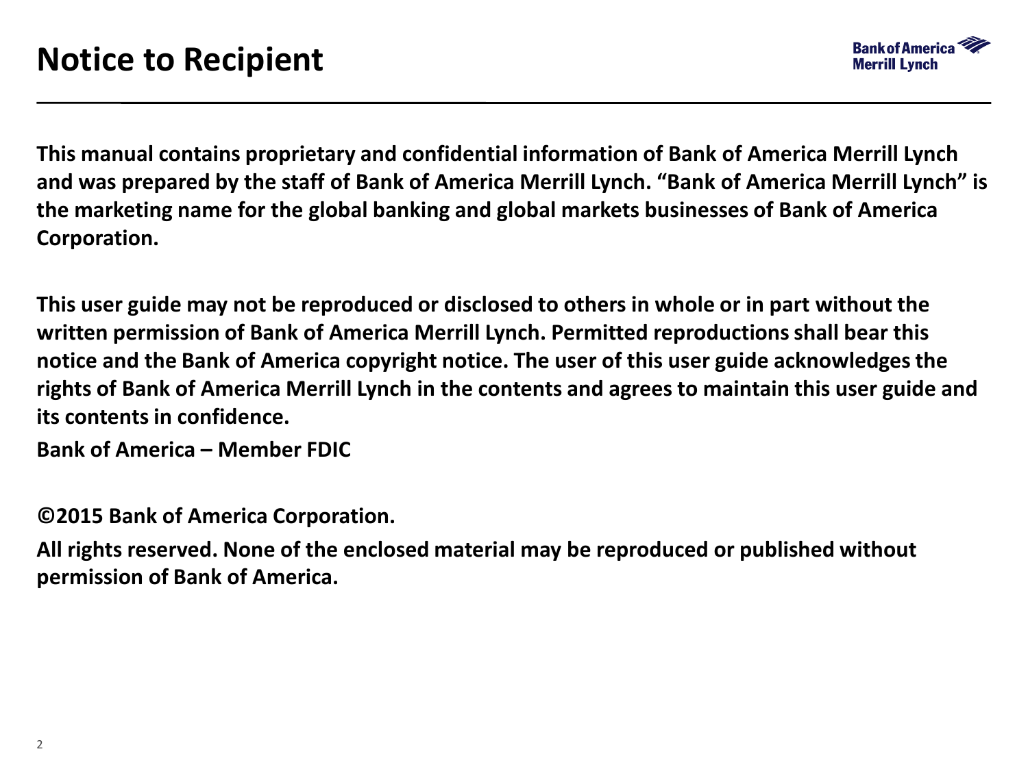# Notice to Recipient

**This manual contains proprietary and confidential information of Bank of America Merrill Lynch and was prepared by the staff of Bank of America Merrill Lynch. "Bank of America Merrill Lynch" is the marketing name for the global banking and global markets businesses of Bank of America Corporation.**

**This user guide may not be reproduced or disclosed to others in whole or in part without the written permission of Bank of America Merrill Lynch. Permitted reproductions shall bear this notice and the Bank of America copyright notice. The user of this user guide acknowledges the rights of Bank of America Merrill Lynch in the contents and agrees to maintain this user guide and its contents in confidence.**

**Bank of America – Member FDIC**

**©2015 Bank of America Corporation.**

**All rights reserved. None of the enclosed material may be reproduced or published without permission of Bank of America.**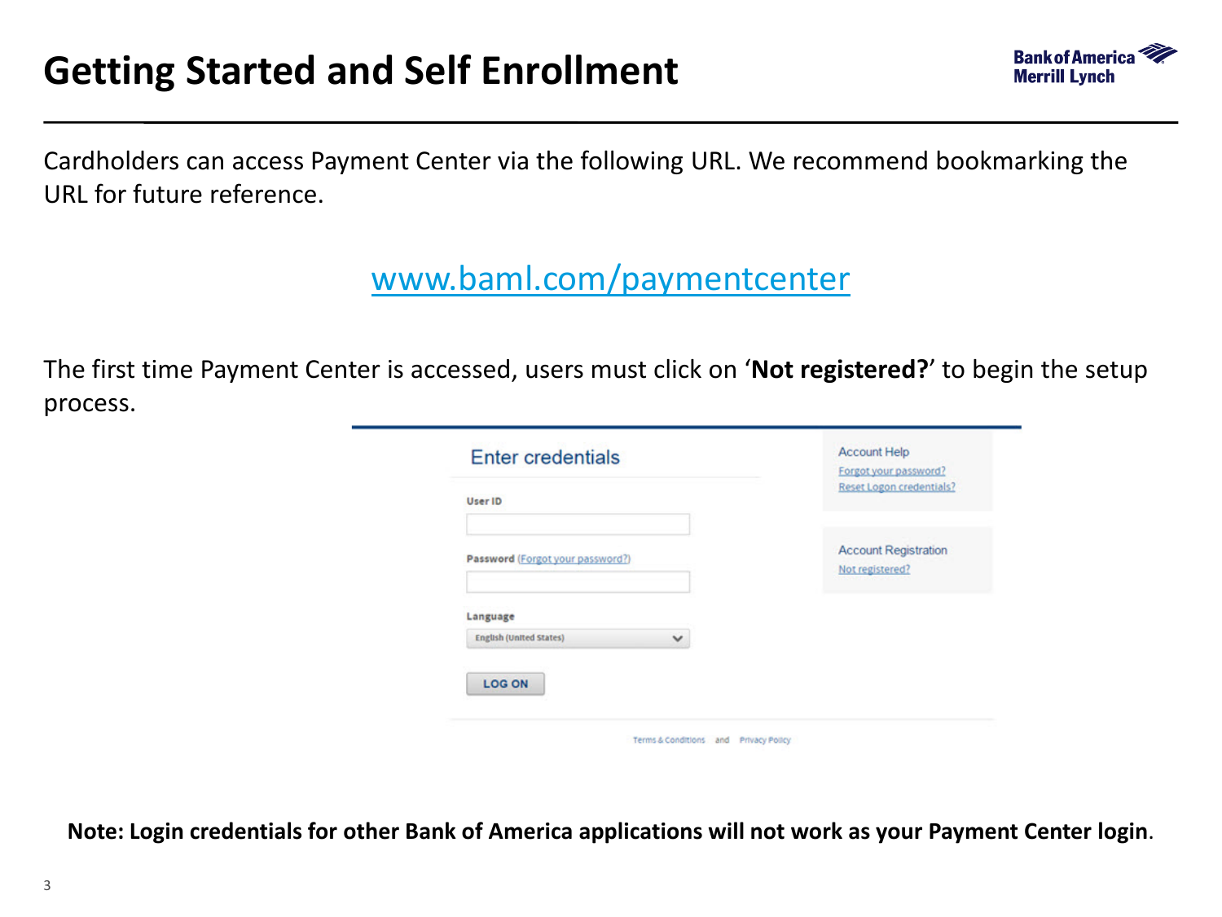# Getting Started and Self Enrollment

Cardholders can access Payment Center via the following URL. We recommend bookmarking the URL for future reference.

www.baml.com/paymentcenter

The first time Payment Center is accessed, users must click on '**Not registered?**' to begin the setup process.

Enter credentials

User ID

Password (Forgot your password?)

Language

English (United States)

LOG ON

Account Help

Forgot your password?

Reset Logon credentials?

Account Registration

Not registered?

Terms & Conditions and Privacy Policy

**Note: Login credentials for other Bank of America applications will not work as your Payment Center login**.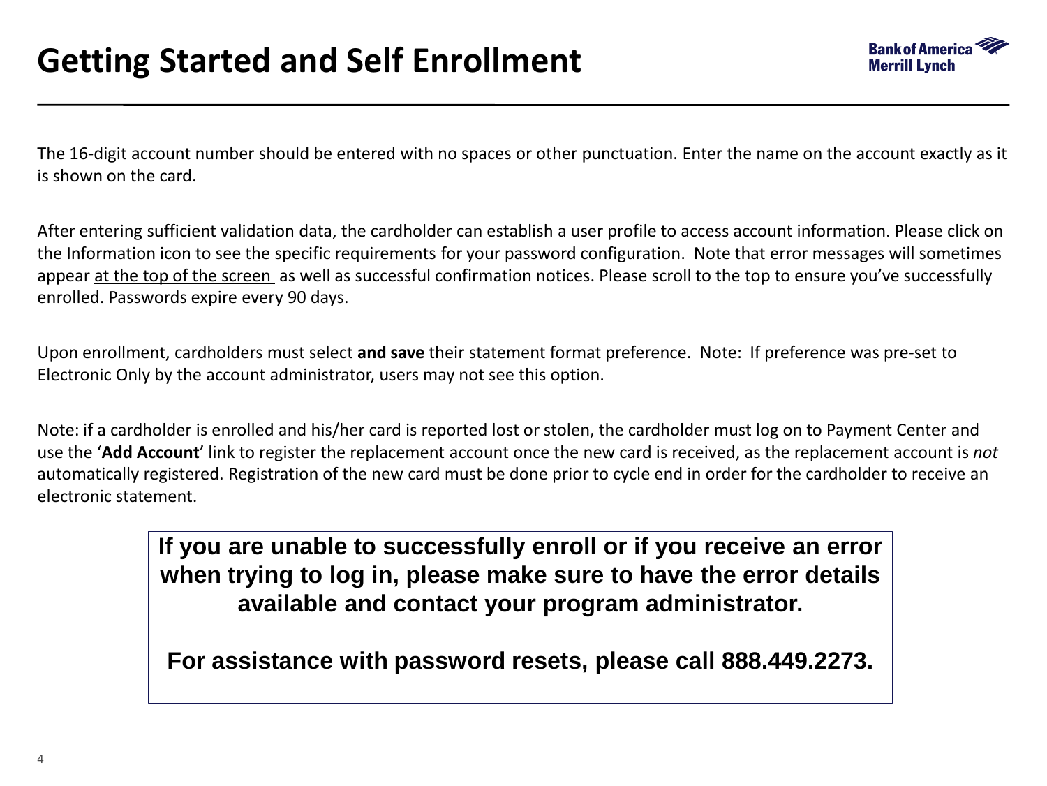# Getting Started and Self Enrollment

The 16-digit account number should be entered with no spaces or other punctuation. Enter the name on the account exactly as it is shown on the card.

After entering sufficient validation data, the cardholder can establish a user profile to access account information. Please click on the Information icon to see the specific requirements for your password configuration. Note that error messages will sometimes appear <u>at the top of the screen</u> as well as successful confirmation notices. Please scroll to the top to ensure you've successfully enrolled. Passwords expire every 90 days.

Upon enrollment, cardholders must select **and save** their statement format preference. Note: If preference was pre-set to Electronic Only by the account administrator, users may not see this option.

<u>Note</u>: if a cardholder is enrolled and his/her card is reported lost or stolen, the cardholder <u>must</u> log on to Payment Center and use the '**Add Account**' link to register the replacement account once the new card is received, as the replacement account is *not* automatically registered. Registration of the new card must be done prior to cycle end in order for the cardholder to receive an electronic statement.

**If you are unable to successfully enroll or if you receive an error when trying to log in, please make sure to have the error details available and contact your program administrator.**

**For assistance with password resets, please call 888.449.2273.**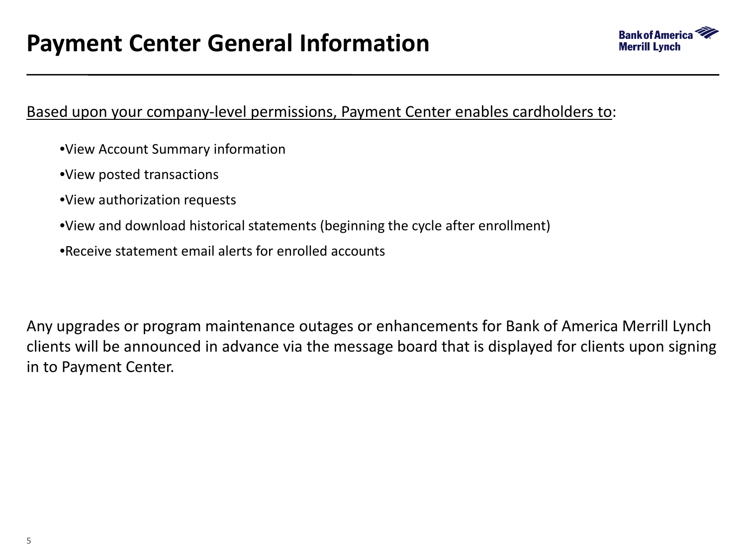# Payment Center General Information

Based upon your company-level permissions, Payment Center enables cardholders to:

- View Account Summary information
- View posted transactions
- View authorization requests
- View and download historical statements (beginning the cycle after enrollment)
- Receive statement email alerts for enrolled accounts

Any upgrades or program maintenance outages or enhancements for Bank of America Merrill Lynch clients will be announced in advance via the message board that is displayed for clients upon signing in to Payment Center.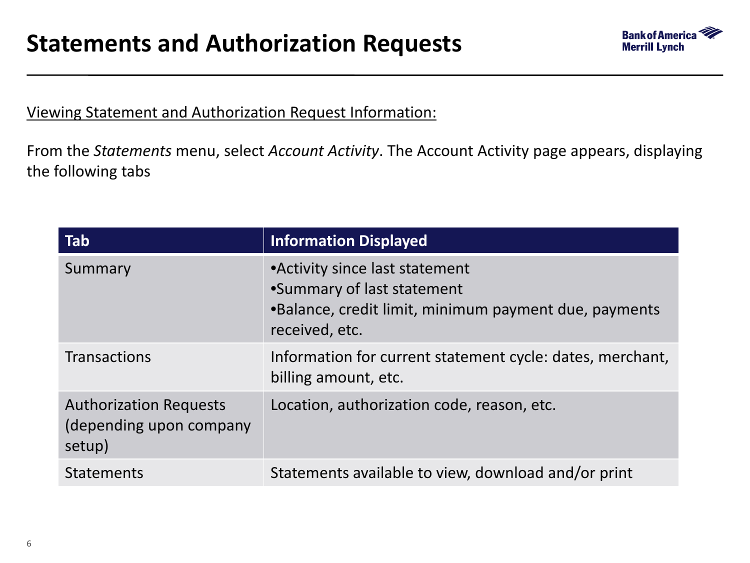# Statements and Authorization Requests

Viewing Statement and Authorization Request Information:

From the *Statements* menu, select *Account Activity*. The Account Activity page appears, displaying the following tabs

| Tab | Information Displayed |
|---|---|
| Summary | •Activity since last statement<br>•Summary of last statement<br>•Balance, credit limit, minimum payment due, payments received, etc. |
| Transactions | Information for current statement cycle: dates, merchant, billing amount, etc. |
| Authorization Requests (depending upon company setup) | Location, authorization code, reason, etc. |
| Statements | Statements available to view, download and/or print |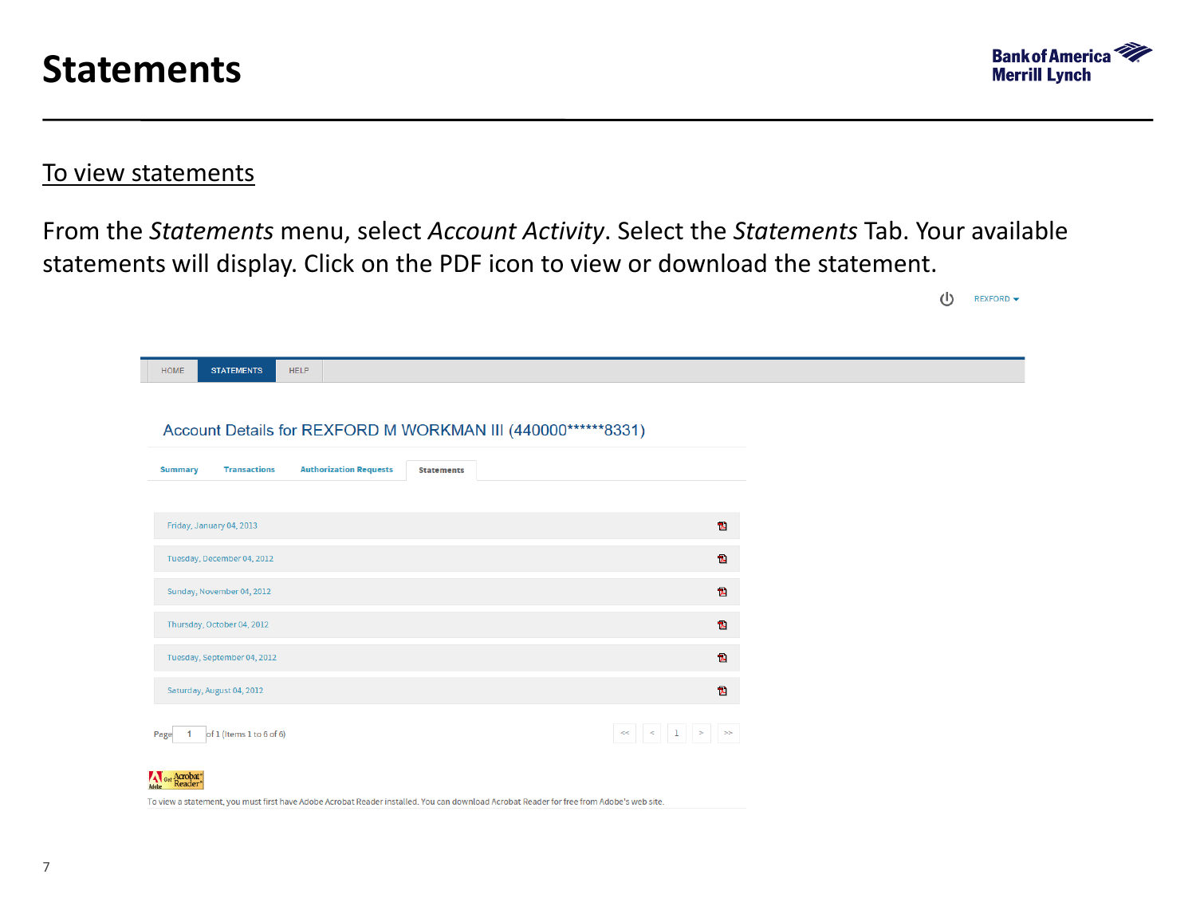# Statements

## To view statements

From the *Statements* menu, select *Account Activity*. Select the *Statements* Tab. Your available statements will display. Click on the PDF icon to view or download the statement.

REXFORD

HOME | STATEMENTS | HELP

Account Details for REXFORD M WORKMAN III (440000******8331)

Summary | Transactions | Authorization Requests | Statements

| Statement Date |
|---|
| Friday, January 04, 2013 |
| Tuesday, December 04, 2012 |
| Sunday, November 04, 2012 |
| Thursday, October 04, 2012 |
| Tuesday, September 04, 2012 |
| Saturday, August 04, 2012 |

Page 1 of 1 (Items 1 to 6 of 6)

To view a statement, you must first have Adobe Acrobat Reader installed. You can download Acrobat Reader for free from Adobe's web site.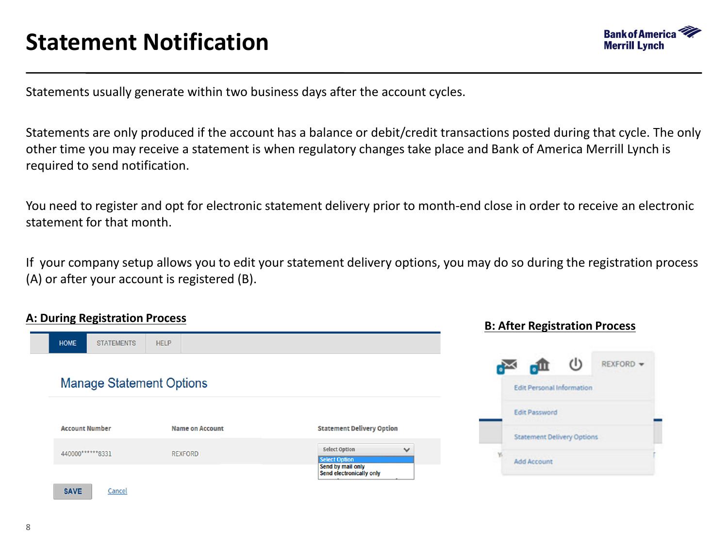# Statement Notification

Statements usually generate within two business days after the account cycles.

Statements are only produced if the account has a balance or debit/credit transactions posted during that cycle. The only other time you may receive a statement is when regulatory changes take place and Bank of America Merrill Lynch is required to send notification.

You need to register and opt for electronic statement delivery prior to month-end close in order to receive an electronic statement for that month.

If your company setup allows you to edit your statement delivery options, you may do so during the registration process (A) or after your account is registered (B).

**A: During Registration Process**

HOME | STATEMENTS | HELP

Manage Statement Options

| Account Number | Name on Account | Statement Delivery Option |
| --- | --- | --- |
| 440000******8331 | REXFORD | Select Option<br>Select Option<br>Send by mail only<br>Send electronically only |

SAVE   Cancel

**B: After Registration Process**

REXFORD

- Edit Personal Information
- Edit Password
- Statement Delivery Options
- Add Account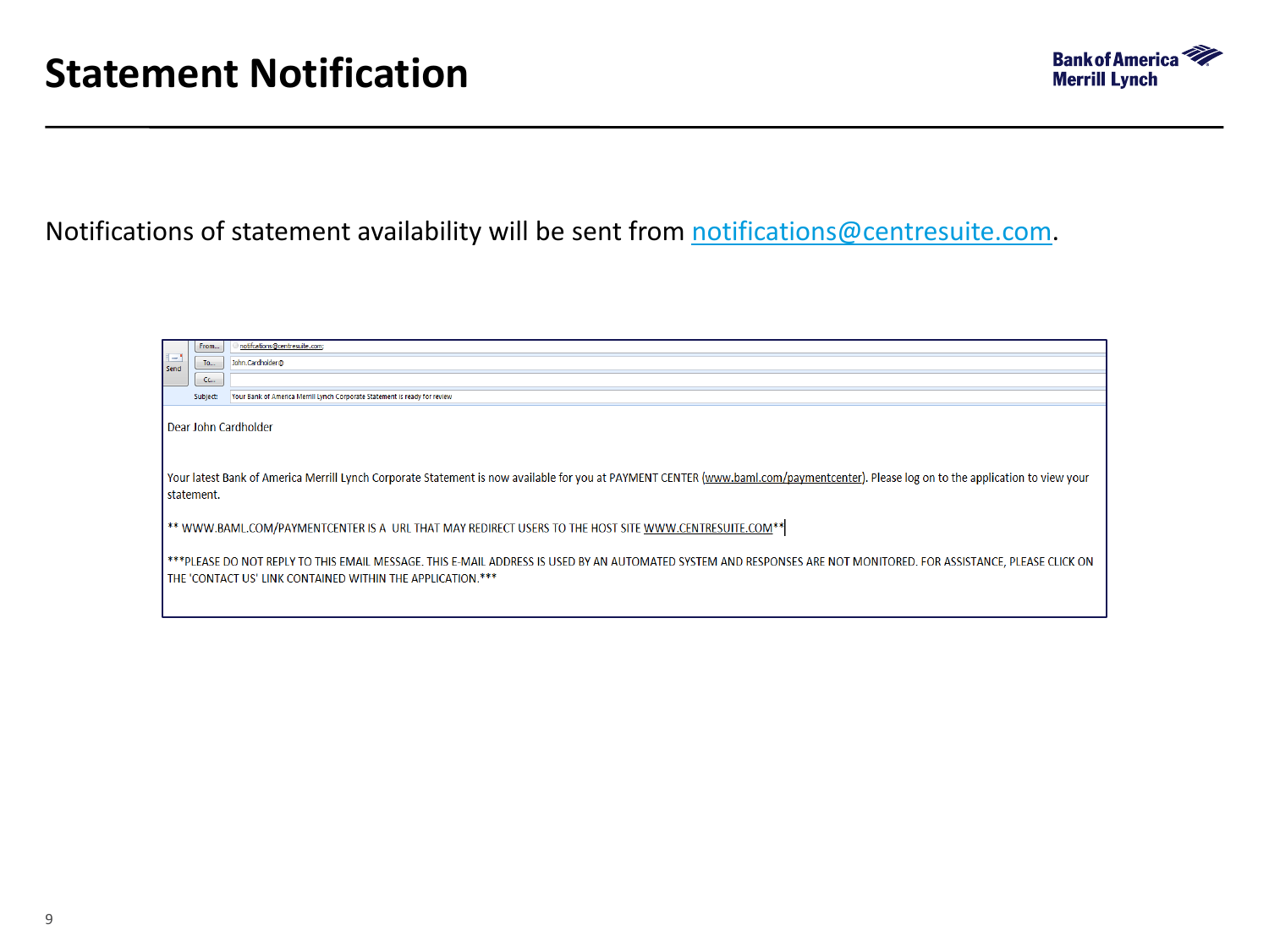# Statement Notification

Notifications of statement availability will be sent from notifications@centresuite.com.

From... notifications@centresuite.com;

To... John.Cardholder@

Cc...

Subject: Your Bank of America Merrill Lynch Corporate Statement is ready for review

Dear John Cardholder

Your latest Bank of America Merrill Lynch Corporate Statement is now available for you at PAYMENT CENTER (www.baml.com/paymentcenter). Please log on to the application to view your statement.

** WWW.BAML.COM/PAYMENTCENTER IS A URL THAT MAY REDIRECT USERS TO THE HOST SITE WWW.CENTRESUITE.COM**

***PLEASE DO NOT REPLY TO THIS EMAIL MESSAGE. THIS E-MAIL ADDRESS IS USED BY AN AUTOMATED SYSTEM AND RESPONSES ARE NOT MONITORED. FOR ASSISTANCE, PLEASE CLICK ON THE 'CONTACT US' LINK CONTAINED WITHIN THE APPLICATION.***